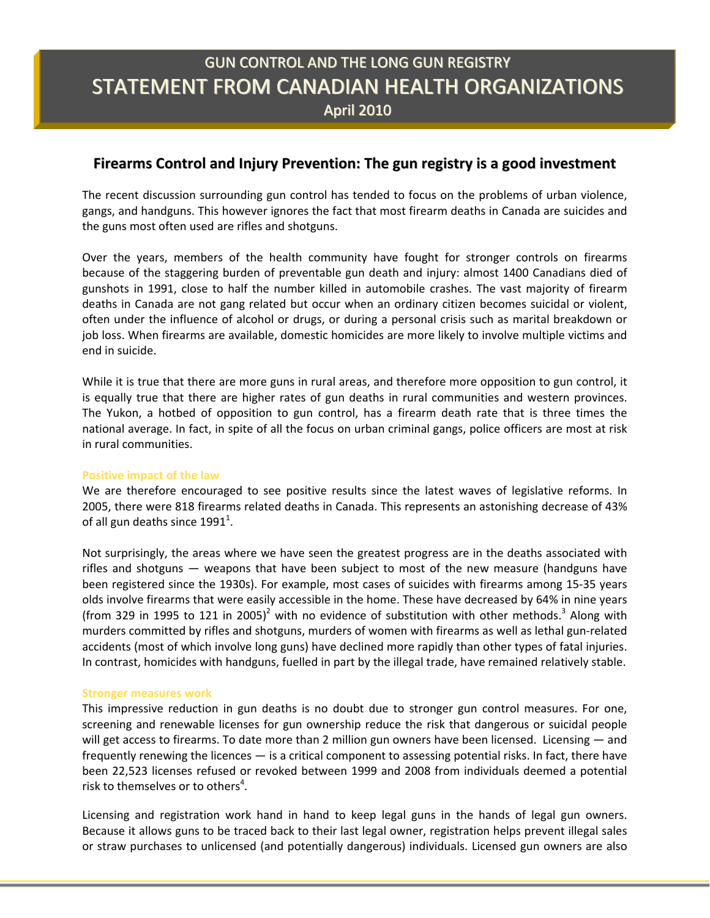# GUN CONTROL AND THE LONG GUN REGISTRY

# STATEMENT FROM CANADIAN HEALTH ORGANIZATIONS

April 2010

## Firearms Control and Injury Prevention: The gun registry is a good investment

The recent discussion surrounding gun control has tended to focus on the problems of urban violence, gangs, and handguns. This however ignores the fact that most firearm deaths in Canada are suicides and the guns most often used are rifles and shotguns.

Over the years, members of the health community have fought for stronger controls on firearms because of the staggering burden of preventable gun death and injury: almost 1400 Canadians died of gunshots in 1991, close to half the number killed in automobile crashes. The vast majority of firearm deaths in Canada are not gang related but occur when an ordinary citizen becomes suicidal or violent, often under the influence of alcohol or drugs, or during a personal crisis such as marital breakdown or job loss. When firearms are available, domestic homicides are more likely to involve multiple victims and end in suicide.

While it is true that there are more guns in rural areas, and therefore more opposition to gun control, it is equally true that there are higher rates of gun deaths in rural communities and western provinces. The Yukon, a hotbed of opposition to gun control, has a firearm death rate that is three times the national average. In fact, in spite of all the focus on urban criminal gangs, police officers are most at risk in rural communities.

### Positive impact of the law

We are therefore encouraged to see positive results since the latest waves of legislative reforms. In 2005, there were 818 firearms related deaths in Canada. This represents an astonishing decrease of 43% of all gun deaths since 1991[1].

Not surprisingly, the areas where we have seen the greatest progress are in the deaths associated with rifles and shotguns — weapons that have been subject to most of the new measure (handguns have been registered since the 1930s). For example, most cases of suicides with firearms among 15-35 years olds involve firearms that were easily accessible in the home. These have decreased by 64% in nine years (from 329 in 1995 to 121 in 2005)[2] with no evidence of substitution with other methods.[3] Along with murders committed by rifles and shotguns, murders of women with firearms as well as lethal gun-related accidents (most of which involve long guns) have declined more rapidly than other types of fatal injuries. In contrast, homicides with handguns, fuelled in part by the illegal trade, have remained relatively stable.

### Stronger measures work

This impressive reduction in gun deaths is no doubt due to stronger gun control measures. For one, screening and renewable licenses for gun ownership reduce the risk that dangerous or suicidal people will get access to firearms. To date more than 2 million gun owners have been licensed. Licensing — and frequently renewing the licences — is a critical component to assessing potential risks. In fact, there have been 22,523 licenses refused or revoked between 1999 and 2008 from individuals deemed a potential risk to themselves or to others[4].

Licensing and registration work hand in hand to keep legal guns in the hands of legal gun owners. Because it allows guns to be traced back to their last legal owner, registration helps prevent illegal sales or straw purchases to unlicensed (and potentially dangerous) individuals. Licensed gun owners are also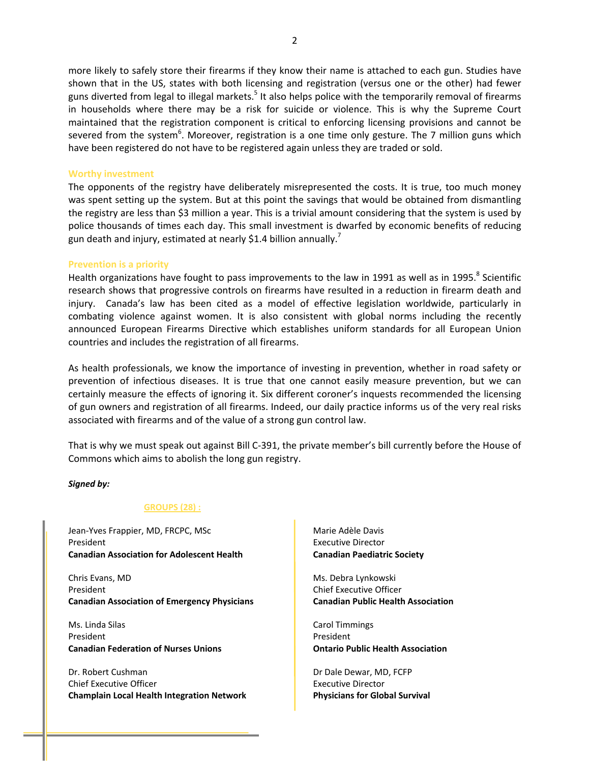more likely to safely store their firearms if they know their name is attached to each gun. Studies have shown that in the US, states with both licensing and registration (versus one or the other) had fewer guns diverted from legal to illegal markets.[5] It also helps police with the temporarily removal of firearms in households where there may be a risk for suicide or violence. This is why the Supreme Court maintained that the registration component is critical to enforcing licensing provisions and cannot be severed from the system[6]. Moreover, registration is a one time only gesture. The 7 million guns which have been registered do not have to be registered again unless they are traded or sold.

### Worthy investment

The opponents of the registry have deliberately misrepresented the costs. It is true, too much money was spent setting up the system. But at this point the savings that would be obtained from dismantling the registry are less than $3 million a year. This is a trivial amount considering that the system is used by police thousands of times each day. This small investment is dwarfed by economic benefits of reducing gun death and injury, estimated at nearly $1.4 billion annually.[7]

### Prevention is a priority

Health organizations have fought to pass improvements to the law in 1991 as well as in 1995.[8] Scientific research shows that progressive controls on firearms have resulted in a reduction in firearm death and injury. Canada's law has been cited as a model of effective legislation worldwide, particularly in combating violence against women. It is also consistent with global norms including the recently announced European Firearms Directive which establishes uniform standards for all European Union countries and includes the registration of all firearms.

As health professionals, we know the importance of investing in prevention, whether in road safety or prevention of infectious diseases. It is true that one cannot easily measure prevention, but we can certainly measure the effects of ignoring it. Six different coroner's inquests recommended the licensing of gun owners and registration of all firearms. Indeed, our daily practice informs us of the very real risks associated with firearms and of the value of a strong gun control law.

That is why we must speak out against Bill C-391, the private member's bill currently before the House of Commons which aims to abolish the long gun registry.

***Signed by:***

GROUPS (28) :

Jean-Yves Frappier, MD, FRCPC, MSc
President
**Canadian Association for Adolescent Health**

Chris Evans, MD
President
**Canadian Association of Emergency Physicians**

Ms. Linda Silas
President
**Canadian Federation of Nurses Unions**

Dr. Robert Cushman
Chief Executive Officer
**Champlain Local Health Integration Network**

Marie Adèle Davis
Executive Director
**Canadian Paediatric Society**

Ms. Debra Lynkowski
Chief Executive Officer
**Canadian Public Health Association**

Carol Timmings
President
**Ontario Public Health Association**

Dr Dale Dewar, MD, FCFP
Executive Director
**Physicians for Global Survival**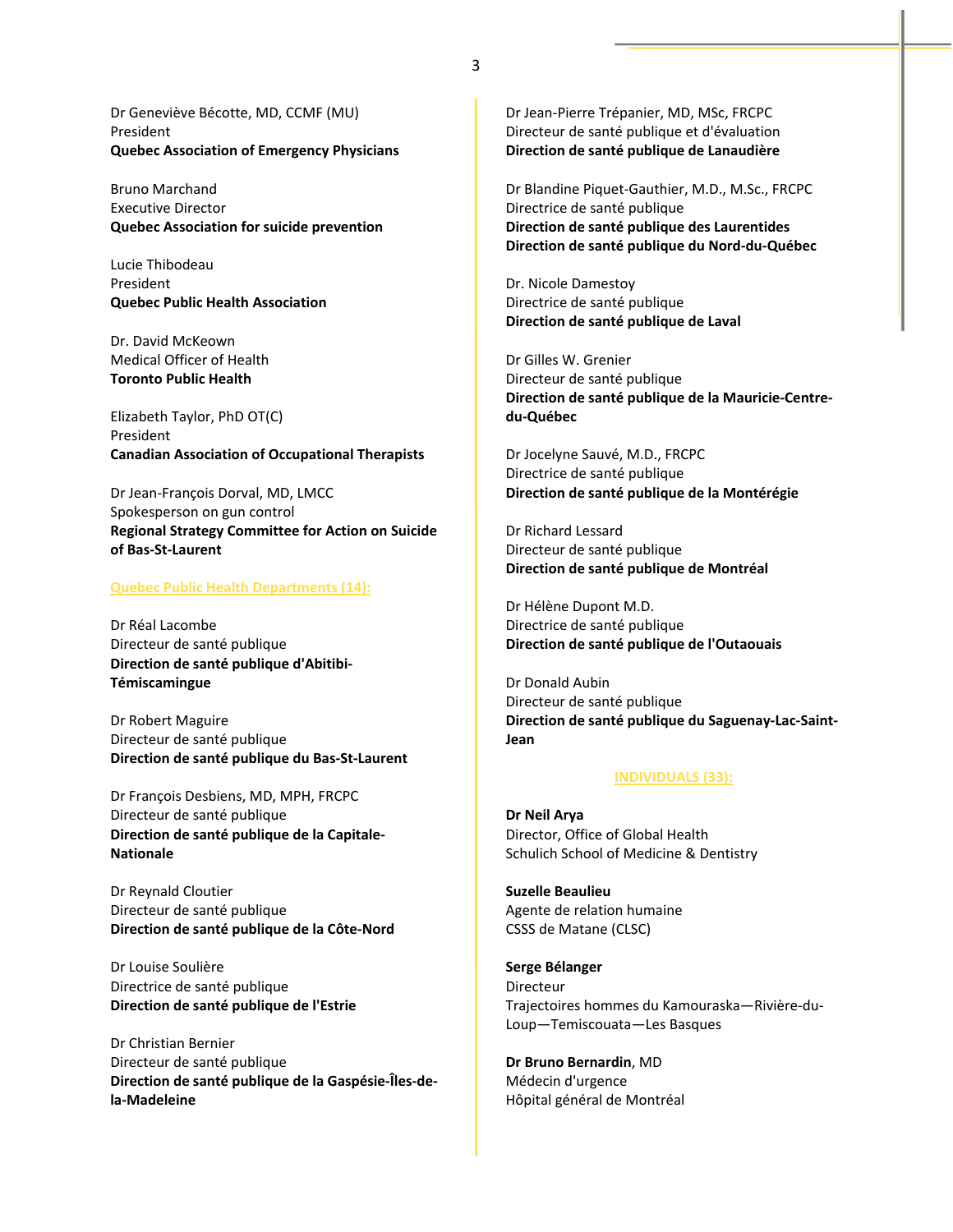Dr Geneviève Bécotte, MD, CCMF (MU)
President
**Quebec Association of Emergency Physicians**

Bruno Marchand
Executive Director
**Quebec Association for suicide prevention**

Lucie Thibodeau
President
**Quebec Public Health Association**

Dr. David McKeown
Medical Officer of Health
**Toronto Public Health**

Elizabeth Taylor, PhD OT(C)
President
**Canadian Association of Occupational Therapists**

Dr Jean-François Dorval, MD, LMCC
Spokesperson on gun control
**Regional Strategy Committee for Action on Suicide of Bas-St-Laurent**

## Quebec Public Health Departments (14):

Dr Réal Lacombe
Directeur de santé publique
**Direction de santé publique d'Abitibi-Témiscamingue**

Dr Robert Maguire
Directeur de santé publique
**Direction de santé publique du Bas-St-Laurent**

Dr François Desbiens, MD, MPH, FRCPC
Directeur de santé publique
**Direction de santé publique de la Capitale-Nationale**

Dr Reynald Cloutier
Directeur de santé publique
**Direction de santé publique de la Côte-Nord**

Dr Louise Soulière
Directrice de santé publique
**Direction de santé publique de l'Estrie**

Dr Christian Bernier
Directeur de santé publique
**Direction de santé publique de la Gaspésie-Îles-de-la-Madeleine**

Dr Jean-Pierre Trépanier, MD, MSc, FRCPC
Directeur de santé publique et d'évaluation
**Direction de santé publique de Lanaudière**

Dr Blandine Piquet-Gauthier, M.D., M.Sc., FRCPC
Directrice de santé publique
**Direction de santé publique des Laurentides**
**Direction de santé publique du Nord-du-Québec**

Dr. Nicole Damestoy
Directrice de santé publique
**Direction de santé publique de Laval**

Dr Gilles W. Grenier
Directeur de santé publique
**Direction de santé publique de la Mauricie-Centre-du-Québec**

Dr Jocelyne Sauvé, M.D., FRCPC
Directrice de santé publique
**Direction de santé publique de la Montérégie**

Dr Richard Lessard
Directeur de santé publique
**Direction de santé publique de Montréal**

Dr Hélène Dupont M.D.
Directrice de santé publique
**Direction de santé publique de l'Outaouais**

Dr Donald Aubin
Directeur de santé publique
**Direction de santé publique du Saguenay-Lac-Saint-Jean**

## INDIVIDUALS (33):

**Dr Neil Arya**
Director, Office of Global Health
Schulich School of Medicine & Dentistry

**Suzelle Beaulieu**
Agente de relation humaine
CSSS de Matane (CLSC)

**Serge Bélanger**
Directeur
Trajectoires hommes du Kamouraska—Rivière-du-Loup—Temiscouata—Les Basques

**Dr Bruno Bernardin**, MD
Médecin d'urgence
Hôpital général de Montréal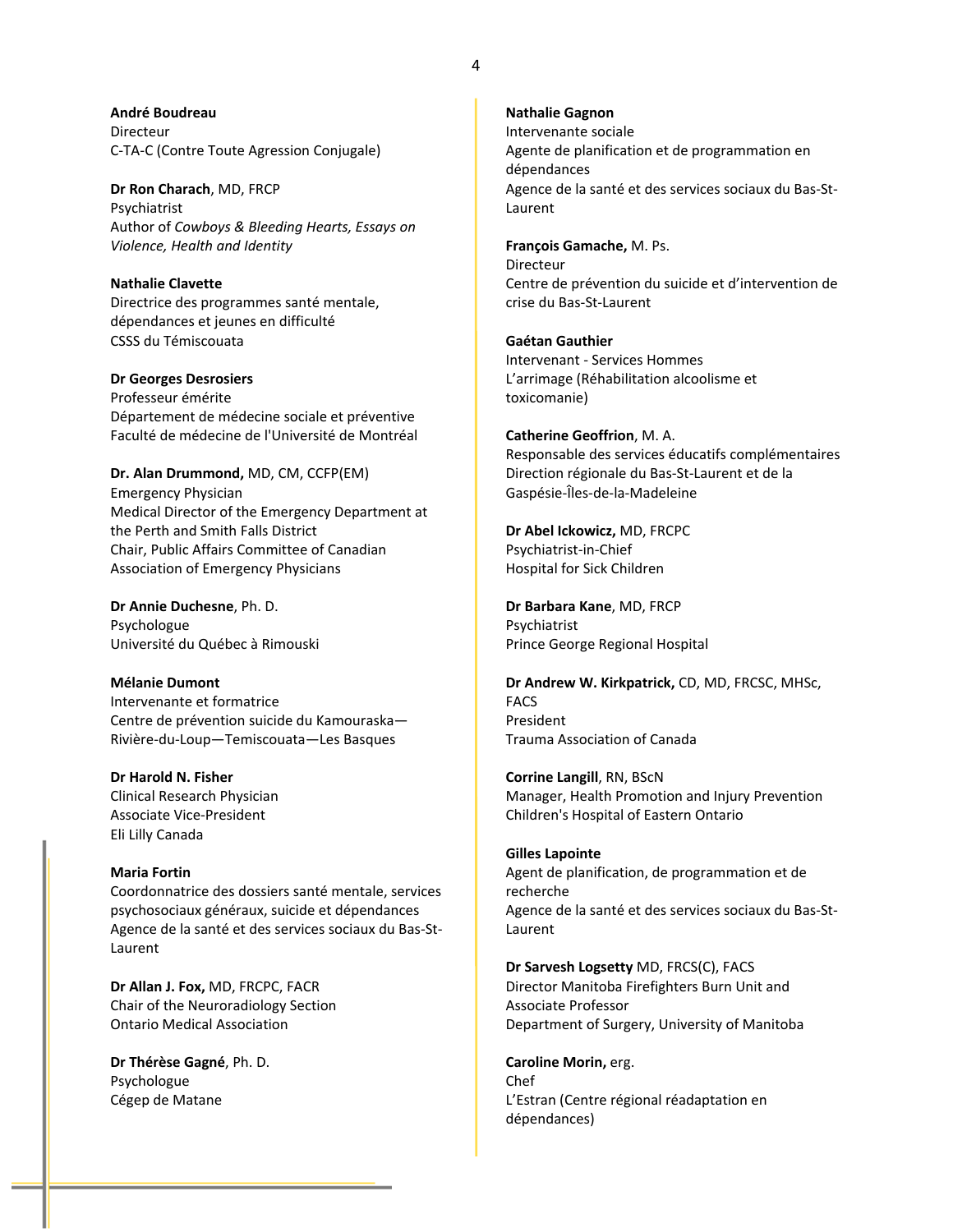**André Boudreau**
Directeur
C-TA-C (Contre Toute Agression Conjugale)

**Dr Ron Charach**, MD, FRCP
Psychiatrist
Author of *Cowboys & Bleeding Hearts, Essays on Violence, Health and Identity*

**Nathalie Clavette**
Directrice des programmes santé mentale, dépendances et jeunes en difficulté
CSSS du Témiscouata

**Dr Georges Desrosiers**
Professeur émérite
Département de médecine sociale et préventive
Faculté de médecine de l'Université de Montréal

**Dr. Alan Drummond,** MD, CM, CCFP(EM)
Emergency Physician
Medical Director of the Emergency Department at the Perth and Smith Falls District
Chair, Public Affairs Committee of Canadian Association of Emergency Physicians

**Dr Annie Duchesne**, Ph. D.
Psychologue
Université du Québec à Rimouski

**Mélanie Dumont**
Intervenante et formatrice
Centre de prévention suicide du Kamouraska—Rivière-du-Loup—Temiscouata—Les Basques

**Dr Harold N. Fisher**
Clinical Research Physician
Associate Vice-President
Eli Lilly Canada

**Maria Fortin**
Coordonnatrice des dossiers santé mentale, services psychosociaux généraux, suicide et dépendances
Agence de la santé et des services sociaux du Bas-St-Laurent

**Dr Allan J. Fox,** MD, FRCPC, FACR
Chair of the Neuroradiology Section
Ontario Medical Association

**Dr Thérèse Gagné**, Ph. D.
Psychologue
Cégep de Matane

**Nathalie Gagnon**
Intervenante sociale
Agente de planification et de programmation en dépendances
Agence de la santé et des services sociaux du Bas-St-Laurent

**François Gamache,** M. Ps.
Directeur
Centre de prévention du suicide et d'intervention de crise du Bas-St-Laurent

**Gaétan Gauthier**
Intervenant - Services Hommes
L'arrimage (Réhabilitation alcoolisme et toxicomanie)

**Catherine Geoffrion**, M. A.
Responsable des services éducatifs complémentaires
Direction régionale du Bas-St-Laurent et de la Gaspésie-Îles-de-la-Madeleine

**Dr Abel Ickowicz,** MD, FRCPC
Psychiatrist-in-Chief
Hospital for Sick Children

**Dr Barbara Kane**, MD, FRCP
Psychiatrist
Prince George Regional Hospital

**Dr Andrew W. Kirkpatrick,** CD, MD, FRCSC, MHSc, FACS
President
Trauma Association of Canada

**Corrine Langill**, RN, BScN
Manager, Health Promotion and Injury Prevention
Children's Hospital of Eastern Ontario

**Gilles Lapointe**
Agent de planification, de programmation et de recherche
Agence de la santé et des services sociaux du Bas-St-Laurent

**Dr Sarvesh Logsetty** MD, FRCS(C), FACS
Director Manitoba Firefighters Burn Unit and Associate Professor
Department of Surgery, University of Manitoba

**Caroline Morin,** erg.
Chef
L'Estran (Centre régional réadaptation en dépendances)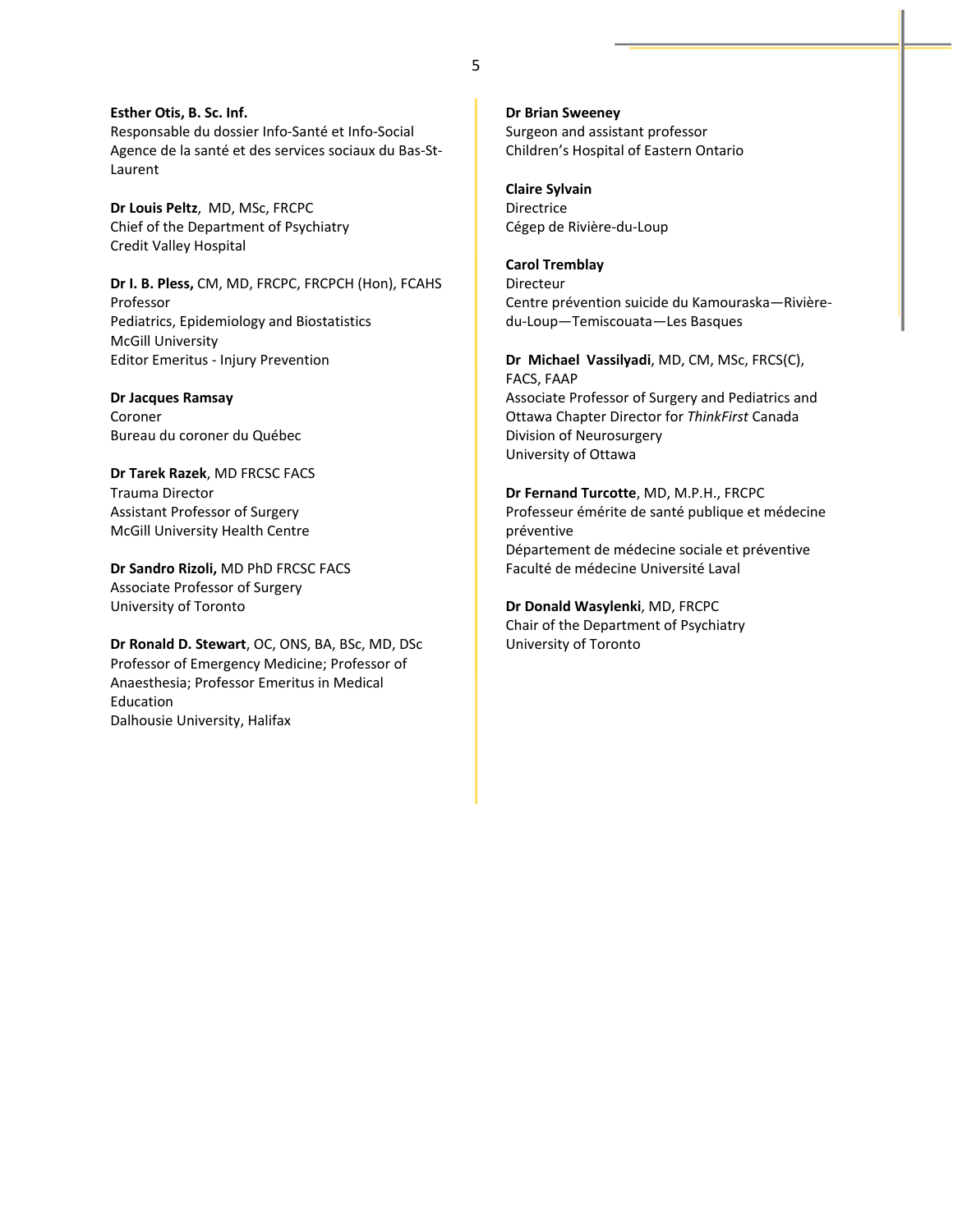**Esther Otis, B. Sc. Inf.**
Responsable du dossier Info-Santé et Info-Social
Agence de la santé et des services sociaux du Bas-St-Laurent

**Dr Louis Peltz**, MD, MSc, FRCPC
Chief of the Department of Psychiatry
Credit Valley Hospital

**Dr I. B. Pless,** CM, MD, FRCPC, FRCPCH (Hon), FCAHS
Professor
Pediatrics, Epidemiology and Biostatistics
McGill University
Editor Emeritus - Injury Prevention

**Dr Jacques Ramsay**
Coroner
Bureau du coroner du Québec

**Dr Tarek Razek**, MD FRCSC FACS
Trauma Director
Assistant Professor of Surgery
McGill University Health Centre

**Dr Sandro Rizoli,** MD PhD FRCSC FACS
Associate Professor of Surgery
University of Toronto

**Dr Ronald D. Stewart**, OC, ONS, BA, BSc, MD, DSc
Professor of Emergency Medicine; Professor of Anaesthesia; Professor Emeritus in Medical Education
Dalhousie University, Halifax

**Dr Brian Sweeney**
Surgeon and assistant professor
Children's Hospital of Eastern Ontario

**Claire Sylvain**
Directrice
Cégep de Rivière-du-Loup

**Carol Tremblay**
Directeur
Centre prévention suicide du Kamouraska—Rivière-du-Loup—Temiscouata—Les Basques

**Dr Michael Vassilyadi**, MD, CM, MSc, FRCS(C), FACS, FAAP
Associate Professor of Surgery and Pediatrics and Ottawa Chapter Director for *ThinkFirst* Canada
Division of Neurosurgery
University of Ottawa

**Dr Fernand Turcotte**, MD, M.P.H., FRCPC
Professeur émérite de santé publique et médecine préventive
Département de médecine sociale et préventive
Faculté de médecine Université Laval

**Dr Donald Wasylenki**, MD, FRCPC
Chair of the Department of Psychiatry
University of Toronto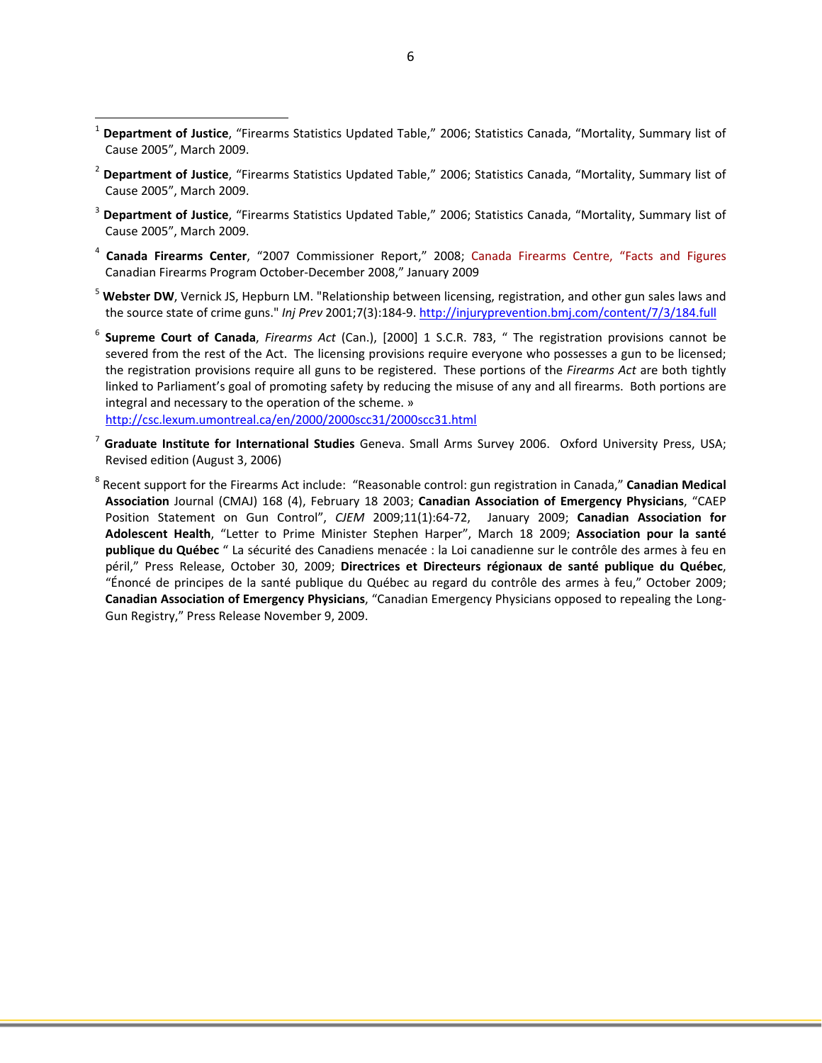[1] **Department of Justice**, "Firearms Statistics Updated Table," 2006; Statistics Canada, "Mortality, Summary list of Cause 2005", March 2009.

[2] **Department of Justice**, "Firearms Statistics Updated Table," 2006; Statistics Canada, "Mortality, Summary list of Cause 2005", March 2009.

[3] **Department of Justice**, "Firearms Statistics Updated Table," 2006; Statistics Canada, "Mortality, Summary list of Cause 2005", March 2009.

[4] **Canada Firearms Center**, "2007 Commissioner Report," 2008; Canada Firearms Centre, "Facts and Figures Canadian Firearms Program October-December 2008," January 2009

[5] **Webster DW**, Vernick JS, Hepburn LM. "Relationship between licensing, registration, and other gun sales laws and the source state of crime guns." *Inj Prev* 2001;7(3):184-9. http://injuryprevention.bmj.com/content/7/3/184.full

[6] **Supreme Court of Canada**, *Firearms Act* (Can.), [2000] 1 S.C.R. 783, " The registration provisions cannot be severed from the rest of the Act. The licensing provisions require everyone who possesses a gun to be licensed; the registration provisions require all guns to be registered. These portions of the *Firearms Act* are both tightly linked to Parliament's goal of promoting safety by reducing the misuse of any and all firearms. Both portions are integral and necessary to the operation of the scheme. » http://csc.lexum.umontreal.ca/en/2000/2000scc31/2000scc31.html

[7] **Graduate Institute for International Studies** Geneva. Small Arms Survey 2006. Oxford University Press, USA; Revised edition (August 3, 2006)

[8] Recent support for the Firearms Act include: "Reasonable control: gun registration in Canada," **Canadian Medical Association** Journal (CMAJ) 168 (4), February 18 2003; **Canadian Association of Emergency Physicians**, "CAEP Position Statement on Gun Control", *CJEM* 2009;11(1):64-72, January 2009; **Canadian Association for Adolescent Health**, "Letter to Prime Minister Stephen Harper", March 18 2009; **Association pour la santé publique du Québec** " La sécurité des Canadiens menacée : la Loi canadienne sur le contrôle des armes à feu en péril," Press Release, October 30, 2009; **Directrices et Directeurs régionaux de santé publique du Québec**, "Énoncé de principes de la santé publique du Québec au regard du contrôle des armes à feu," October 2009; **Canadian Association of Emergency Physicians**, "Canadian Emergency Physicians opposed to repealing the Long-Gun Registry," Press Release November 9, 2009.